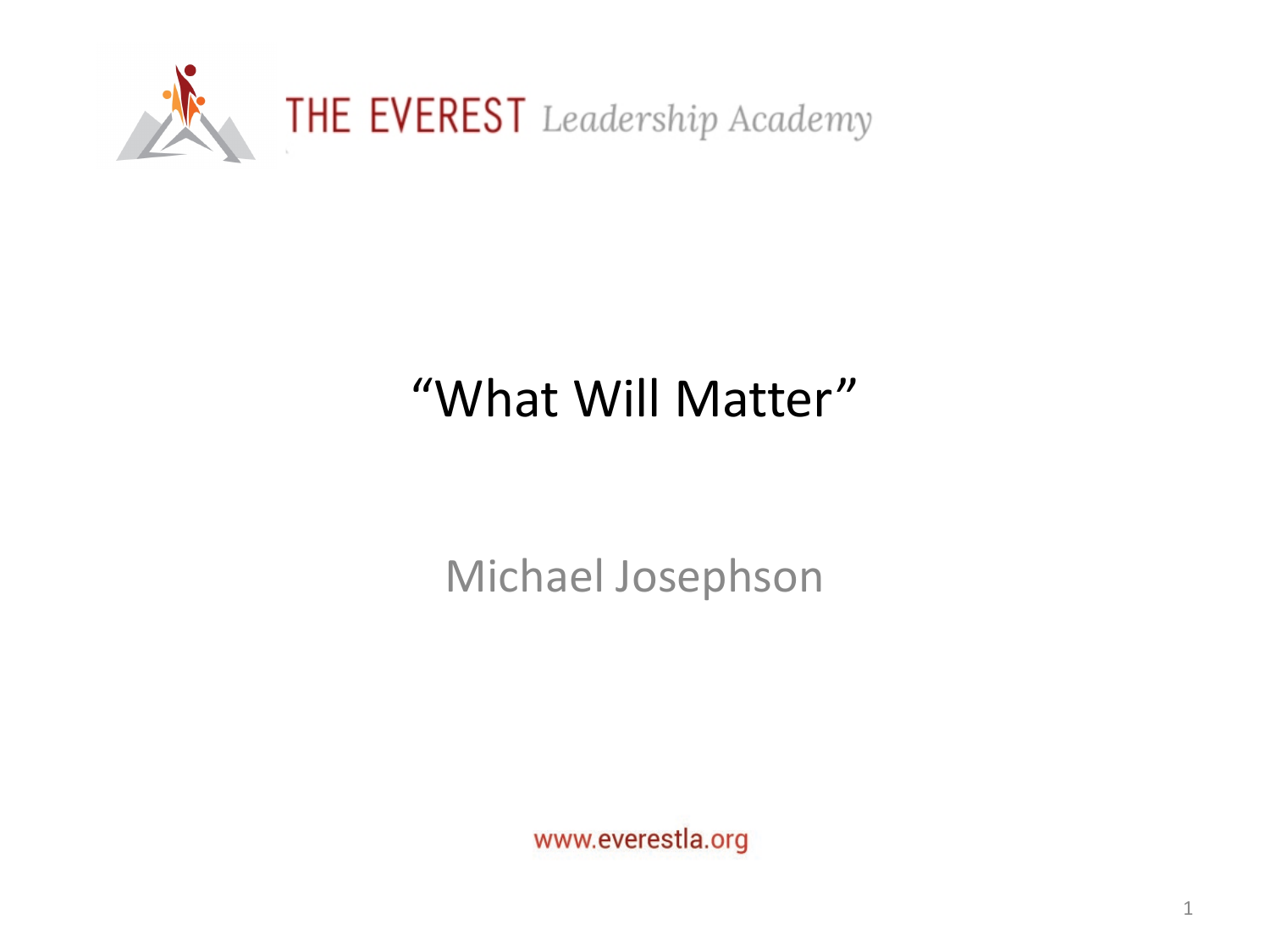THE EVEREST *Leadership Academy*

# “What Will Matter”

Michael Josephson

www.everestla.org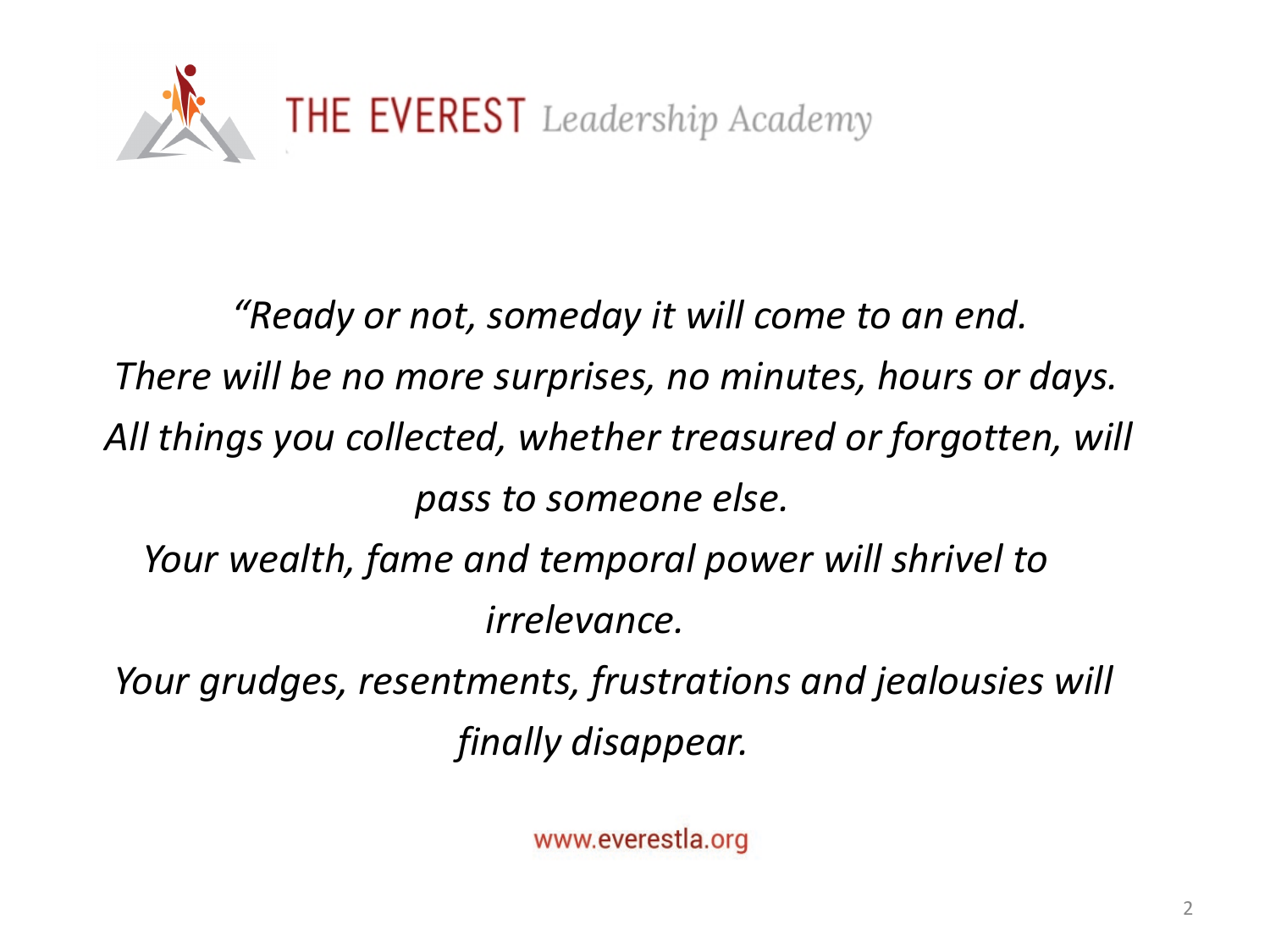THE EVEREST *Leadership Academy*

*"Ready or not, someday it will come to an end.*
*There will be no more surprises, no minutes, hours or days.*
*All things you collected, whether treasured or forgotten, will pass to someone else.*
*Your wealth, fame and temporal power will shrivel to irrelevance.*
*Your grudges, resentments, frustrations and jealousies will finally disappear.*

www.everestla.org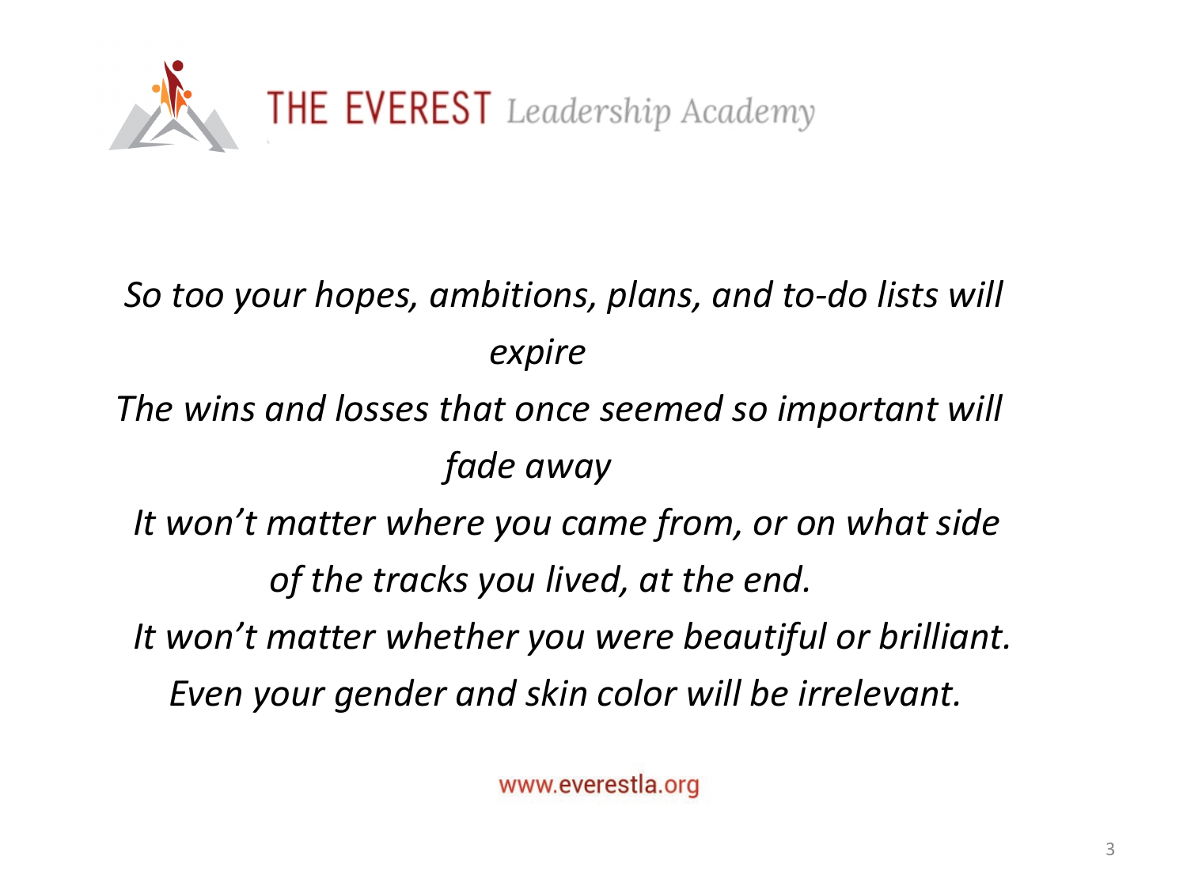*So too your hopes, ambitions, plans, and to-do lists will expire*

*The wins and losses that once seemed so important will fade away*

*It won't matter where you came from, or on what side of the tracks you lived, at the end.*

*It won't matter whether you were beautiful or brilliant.*

*Even your gender and skin color will be irrelevant.*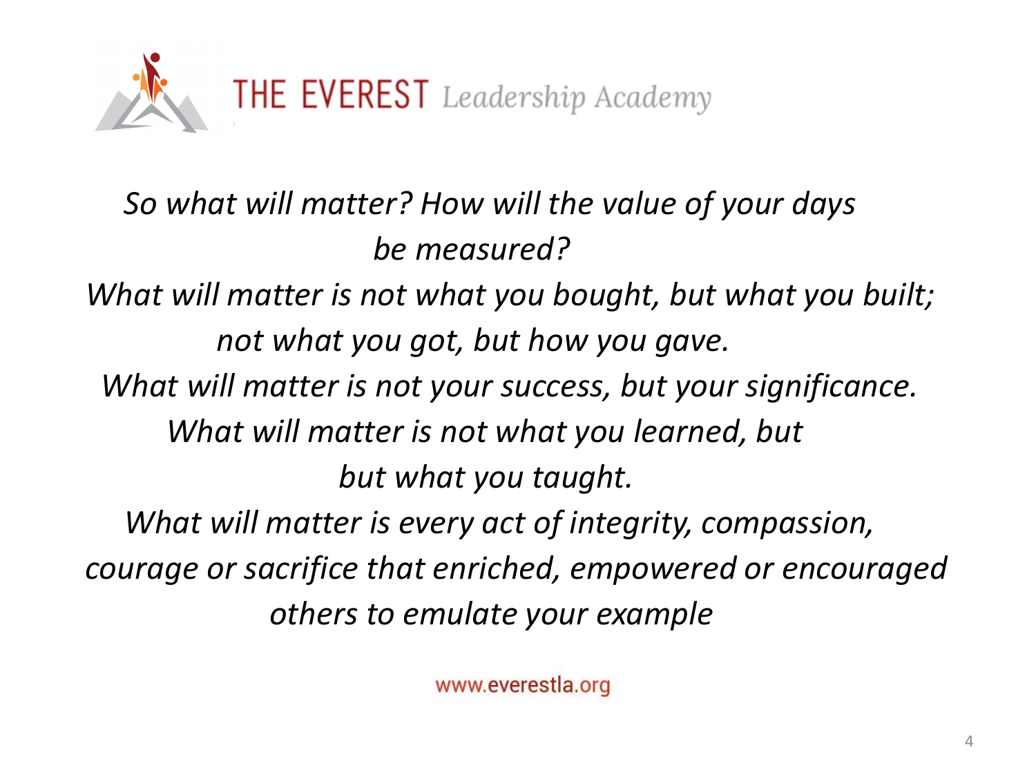**THE EVEREST** *Leadership Academy*

*So what will matter? How will the value of your days be measured?*

*What will matter is not what you bought, but what you built; not what you got, but how you gave.*

*What will matter is not your success, but your significance.*

*What will matter is not what you learned, but but what you taught.*

*What will matter is every act of integrity, compassion, courage or sacrifice that enriched, empowered or encouraged others to emulate your example*

www.everestla.org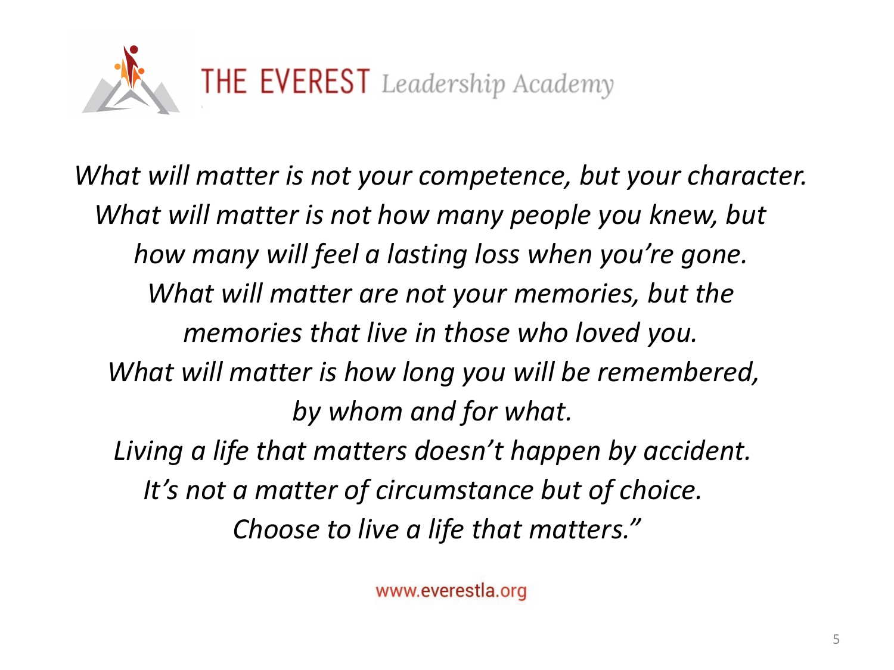THE EVEREST *Leadership Academy*

*What will matter is not your competence, but your character.*
*What will matter is not how many people you knew, but*
*how many will feel a lasting loss when you're gone.*
*What will matter are not your memories, but the*
*memories that live in those who loved you.*
*What will matter is how long you will be remembered,*
*by whom and for what.*
*Living a life that matters doesn't happen by accident.*
*It's not a matter of circumstance but of choice.*
*Choose to live a life that matters."*

www.everestla.org